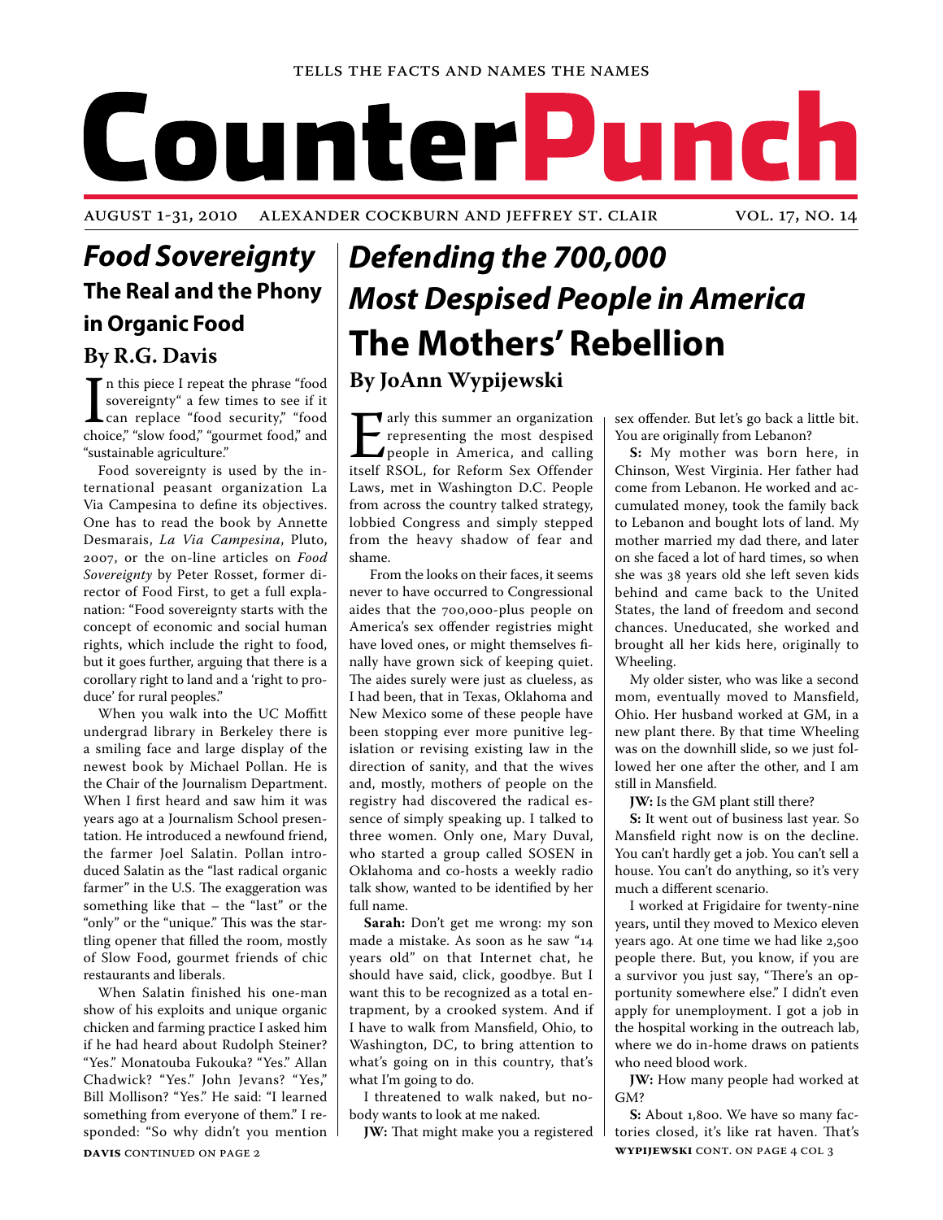TELLS THE FACTS AND NAMES THE NAMES

# CounterPunch

AUGUST 1-31, 2010 ALEXANDER COCKBURN AND JEFFREY ST. CLAIR VOL. 17, NO. 14

# *Food Sovereignty*

## The Real and the Phony in Organic Food

### By R.G. Davis

In this piece I repeat the phrase "food sovereignty" a few times to see if it can replace "food security," "food choice," "slow food," "gourmet food," and "sustainable agriculture."

Food sovereignty is used by the international peasant organization La Via Campesina to define its objectives. One has to read the book by Annette Desmarais, *La Via Campesina*, Pluto, 2007, or the on-line articles on *Food Sovereignty* by Peter Rosset, former director of Food First, to get a full explanation: "Food sovereignty starts with the concept of economic and social human rights, which include the right to food, but it goes further, arguing that there is a corollary right to land and a 'right to produce' for rural peoples."

When you walk into the UC Moffitt undergrad library in Berkeley there is a smiling face and large display of the newest book by Michael Pollan. He is the Chair of the Journalism Department. When I first heard and saw him it was years ago at a Journalism School presentation. He introduced a newfound friend, the farmer Joel Salatin. Pollan introduced Salatin as the "last radical organic farmer" in the U.S. The exaggeration was something like that – the "last" or the "only" or the "unique." This was the startling opener that filled the room, mostly of Slow Food, gourmet friends of chic restaurants and liberals.

When Salatin finished his one-man show of his exploits and unique organic chicken and farming practice I asked him if he had heard about Rudolph Steiner? "Yes." Monatouba Fukouka? "Yes." Allan Chadwick? "Yes." John Jevans? "Yes," Bill Mollison? "Yes." He said: "I learned something from everyone of them." I responded: "So why didn't you mention

**DAVIS** CONTINUED ON PAGE 2

# *Defending the 700,000 Most Despised People in America*

## The Mothers' Rebellion

### By JoAnn Wypijewski

Early this summer an organization representing the most despised people in America, and calling itself RSOL, for Reform Sex Offender Laws, met in Washington D.C. People from across the country talked strategy, lobbied Congress and simply stepped from the heavy shadow of fear and shame.

From the looks on their faces, it seems never to have occurred to Congressional aides that the 700,000-plus people on America's sex offender registries might have loved ones, or might themselves finally have grown sick of keeping quiet. The aides surely were just as clueless, as I had been, that in Texas, Oklahoma and New Mexico some of these people have been stopping ever more punitive legislation or revising existing law in the direction of sanity, and that the wives and, mostly, mothers of people on the registry had discovered the radical essence of simply speaking up. I talked to three women. Only one, Mary Duval, who started a group called SOSEN in Oklahoma and co-hosts a weekly radio talk show, wanted to be identified by her full name.

**Sarah:** Don't get me wrong: my son made a mistake. As soon as he saw "14 years old" on that Internet chat, he should have said, click, goodbye. But I want this to be recognized as a total entrapment, by a crooked system. And if I have to walk from Mansfield, Ohio, to Washington, DC, to bring attention to what's going on in this country, that's what I'm going to do.

I threatened to walk naked, but nobody wants to look at me naked.

**JW:** That might make you a registered sex offender. But let's go back a little bit. You are originally from Lebanon?

**S:** My mother was born here, in Chinson, West Virginia. Her father had come from Lebanon. He worked and accumulated money, took the family back to Lebanon and bought lots of land. My mother married my dad there, and later on she faced a lot of hard times, so when she was 38 years old she left seven kids behind and came back to the United States, the land of freedom and second chances. Uneducated, she worked and brought all her kids here, originally to Wheeling.

My older sister, who was like a second mom, eventually moved to Mansfield, Ohio. Her husband worked at GM, in a new plant there. By that time Wheeling was on the downhill slide, so we just followed her one after the other, and I am still in Mansfield.

**JW:** Is the GM plant still there?

**S:** It went out of business last year. So Mansfield right now is on the decline. You can't hardly get a job. You can't sell a house. You can't do anything, so it's very much a different scenario.

I worked at Frigidaire for twenty-nine years, until they moved to Mexico eleven years ago. At one time we had like 2,500 people there. But, you know, if you are a survivor you just say, "There's an opportunity somewhere else." I didn't even apply for unemployment. I got a job in the hospital working in the outreach lab, where we do in-home draws on patients who need blood work.

**JW:** How many people had worked at GM?

**S:** About 1,800. We have so many factories closed, it's like rat haven. That's

**WYPIJEWSKI** CONT. ON PAGE 4 COL 3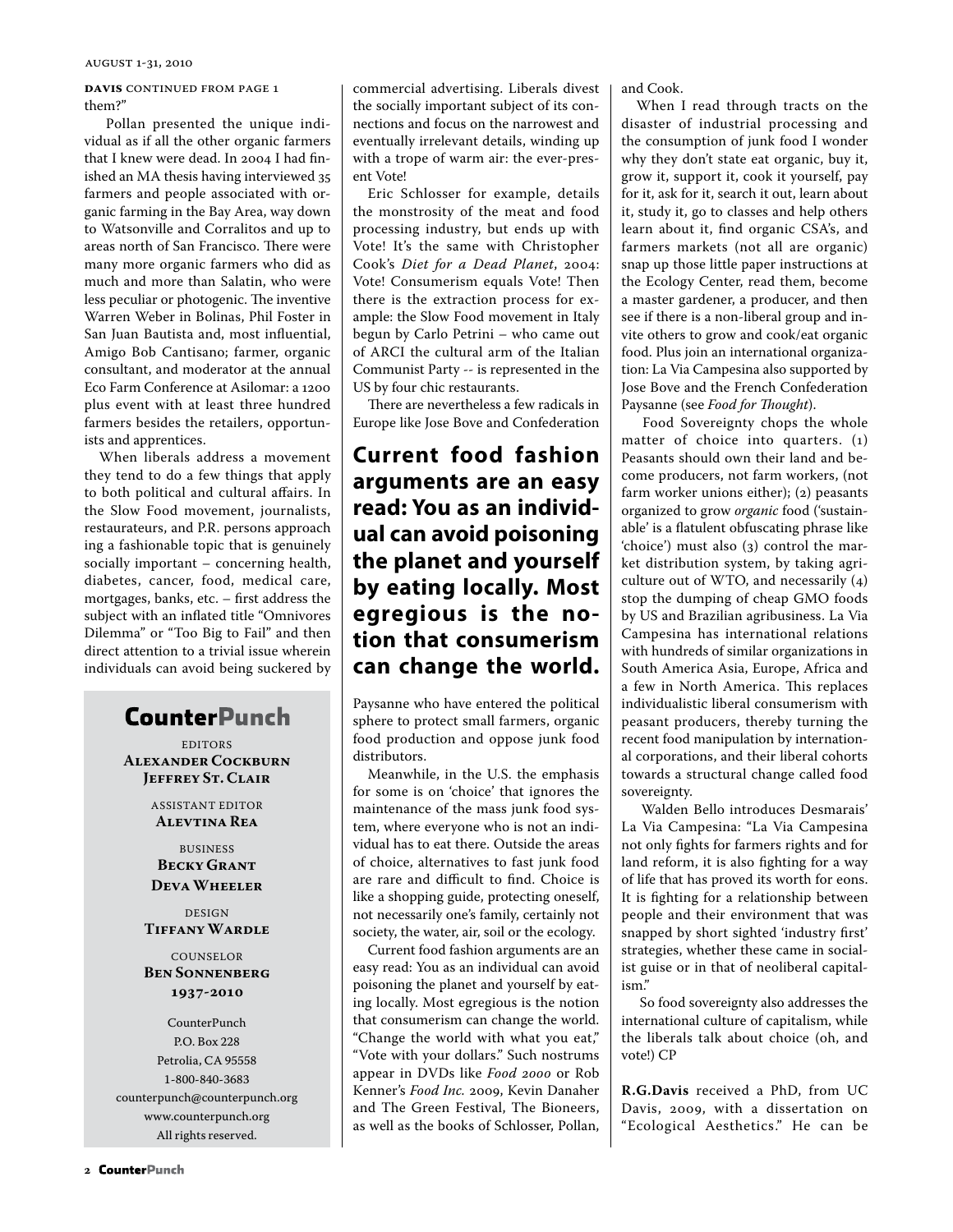**DAVIS** CONTINUED FROM PAGE 1

them?"

Pollan presented the unique individual as if all the other organic farmers that I knew were dead. In 2004 I had finished an MA thesis having interviewed 35 farmers and people associated with organic farming in the Bay Area, way down to Watsonville and Corralitos and up to areas north of San Francisco. There were many more organic farmers who did as much and more than Salatin, who were less peculiar or photogenic. The inventive Warren Weber in Bolinas, Phil Foster in San Juan Bautista and, most influential, Amigo Bob Cantisano; farmer, organic consultant, and moderator at the annual Eco Farm Conference at Asilomar: a 1200 plus event with at least three hundred farmers besides the retailers, opportunists and apprentices.

When liberals address a movement they tend to do a few things that apply to both political and cultural affairs. In the Slow Food movement, journalists, restaurateurs, and P.R. persons approach ing a fashionable topic that is genuinely socially important – concerning health, diabetes, cancer, food, medical care, mortgages, banks, etc. – first address the subject with an inflated title "Omnivores Dilemma" or "Too Big to Fail" and then direct attention to a trivial issue wherein individuals can avoid being suckered by commercial advertising. Liberals divest the socially important subject of its connections and focus on the narrowest and eventually irrelevant details, winding up with a trope of warm air: the ever-present Vote!

Eric Schlosser for example, details the monstrosity of the meat and food processing industry, but ends up with Vote! It's the same with Christopher Cook's *Diet for a Dead Planet*, 2004: Vote! Consumerism equals Vote! Then there is the extraction process for example: the Slow Food movement in Italy begun by Carlo Petrini – who came out of ARCI the cultural arm of the Italian Communist Party -- is represented in the US by four chic restaurants.

There are nevertheless a few radicals in Europe like Jose Bove and Confederation Paysanne who have entered the political sphere to protect small farmers, organic food production and oppose junk food distributors.

**Current food fashion arguments are an easy read: You as an individual can avoid poisoning the planet and yourself by eating locally. Most egregious is the notion that consumerism can change the world.**

Meanwhile, in the U.S. the emphasis for some is on 'choice' that ignores the maintenance of the mass junk food system, where everyone who is not an individual has to eat there. Outside the areas of choice, alternatives to fast junk food are rare and difficult to find. Choice is like a shopping guide, protecting oneself, not necessarily one's family, certainly not society, the water, air, soil or the ecology.

Current food fashion arguments are an easy read: You as an individual can avoid poisoning the planet and yourself by eating locally. Most egregious is the notion that consumerism can change the world. "Change the world with what you eat," "Vote with your dollars." Such nostrums appear in DVDs like *Food 2000* or Rob Kenner's *Food Inc.* 2009, Kevin Danaher and The Green Festival, The Bioneers, as well as the books of Schlosser, Pollan, and Cook.

When I read through tracts on the disaster of industrial processing and the consumption of junk food I wonder why they don't state eat organic, buy it, grow it, support it, cook it yourself, pay for it, ask for it, search it out, learn about it, study it, go to classes and help others learn about it, find organic CSA's, and farmers markets (not all are organic) snap up those little paper instructions at the Ecology Center, read them, become a master gardener, a producer, and then see if there is a non-liberal group and invite others to grow and cook/eat organic food. Plus join an international organization: La Via Campesina also supported by Jose Bove and the French Confederation Paysanne (see *Food for Thought*).

Food Sovereignty chops the whole matter of choice into quarters. (1) Peasants should own their land and become producers, not farm workers, (not farm worker unions either); (2) peasants organized to grow *organic* food ('sustainable' is a flatulent obfuscating phrase like 'choice') must also (3) control the market distribution system, by taking agriculture out of WTO, and necessarily (4) stop the dumping of cheap GMO foods by US and Brazilian agribusiness. La Via Campesina has international relations with hundreds of similar organizations in South America Asia, Europe, Africa and a few in North America. This replaces individualistic liberal consumerism with peasant producers, thereby turning the recent food manipulation by international corporations, and their liberal cohorts towards a structural change called food sovereignty.

Walden Bello introduces Desmarais' La Via Campesina: "La Via Campesina not only fights for farmers rights and for land reform, it is also fighting for a way of life that has proved its worth for eons. It is fighting for a relationship between people and their environment that was snapped by short sighted 'industry first' strategies, whether these came in socialist guise or in that of neoliberal capitalism."

So food sovereignty also addresses the international culture of capitalism, while the liberals talk about choice (oh, and vote!) CP

**R.G.Davis** received a PhD, from UC Davis, 2009, with a dissertation on "Ecological Aesthetics." He can be

## CounterPunch

EDITORS
**Alexander Cockburn**
**Jeffrey St. Clair**

ASSISTANT EDITOR
**Alevtina Rea**

BUSINESS
**Becky Grant**
**Deva Wheeler**

DESIGN
**Tiffany Wardle**

COUNSELOR
**Ben Sonnenberg**
**1937-2010**

CounterPunch
P.O. Box 228
Petrolia, CA 95558
1-800-840-3683
counterpunch@counterpunch.org
www.counterpunch.org
All rights reserved.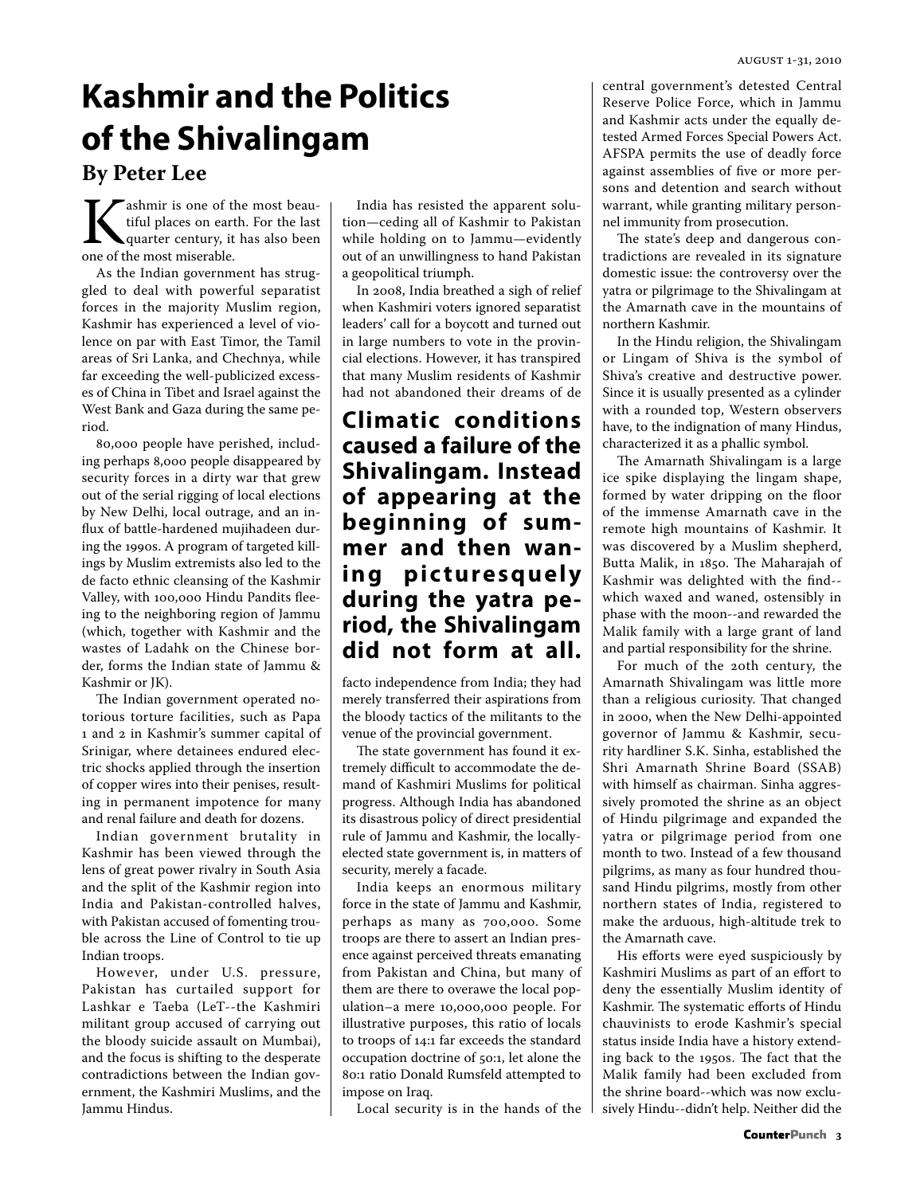# Kashmir and the Politics of the Shivalingam

## By Peter Lee

Kashmir is one of the most beautiful places on earth. For the last quarter century, it has also been one of the most miserable.

As the Indian government has struggled to deal with powerful separatist forces in the majority Muslim region, Kashmir has experienced a level of violence on par with East Timor, the Tamil areas of Sri Lanka, and Chechnya, while far exceeding the well-publicized excesses of China in Tibet and Israel against the West Bank and Gaza during the same period.

80,000 people have perished, including perhaps 8,000 people disappeared by security forces in a dirty war that grew out of the serial rigging of local elections by New Delhi, local outrage, and an influx of battle-hardened mujihadeen during the 1990s. A program of targeted killings by Muslim extremists also led to the de facto ethnic cleansing of the Kashmir Valley, with 100,000 Hindu Pandits fleeing to the neighboring region of Jammu (which, together with Kashmir and the wastes of Ladahk on the Chinese border, forms the Indian state of Jammu & Kashmir or JK).

The Indian government operated notorious torture facilities, such as Papa 1 and 2 in Kashmir's summer capital of Srinigar, where detainees endured electric shocks applied through the insertion of copper wires into their penises, resulting in permanent impotence for many and renal failure and death for dozens.

Indian government brutality in Kashmir has been viewed through the lens of great power rivalry in South Asia and the split of the Kashmir region into India and Pakistan-controlled halves, with Pakistan accused of fomenting trouble across the Line of Control to tie up Indian troops.

However, under U.S. pressure, Pakistan has curtailed support for Lashkar e Taeba (LeT--the Kashmiri militant group accused of carrying out the bloody suicide assault on Mumbai), and the focus is shifting to the desperate contradictions between the Indian government, the Kashmiri Muslims, and the Jammu Hindus.

India has resisted the apparent solution—ceding all of Kashmir to Pakistan while holding on to Jammu—evidently out of an unwillingness to hand Pakistan a geopolitical triumph.

In 2008, India breathed a sigh of relief when Kashmiri voters ignored separatist leaders' call for a boycott and turned out in large numbers to vote in the provincial elections. However, it has transpired that many Muslim residents of Kashmir had not abandoned their dreams of de facto independence from India; they had merely transferred their aspirations from the bloody tactics of the militants to the venue of the provincial government.

**Climatic conditions caused a failure of the Shivalingam. Instead of appearing at the beginning of summer and then waning picturesquely during the yatra period, the Shivalingam did not form at all.**

The state government has found it extremely difficult to accommodate the demand of Kashmiri Muslims for political progress. Although India has abandoned its disastrous policy of direct presidential rule of Jammu and Kashmir, the locally-elected state government is, in matters of security, merely a facade.

India keeps an enormous military force in the state of Jammu and Kashmir, perhaps as many as 700,000. Some troops are there to assert an Indian presence against perceived threats emanating from Pakistan and China, but many of them are there to overawe the local population–a mere 10,000,000 people. For illustrative purposes, this ratio of locals to troops of 14:1 far exceeds the standard occupation doctrine of 50:1, let alone the 80:1 ratio Donald Rumsfeld attempted to impose on Iraq.

Local security is in the hands of the central government's detested Central Reserve Police Force, which in Jammu and Kashmir acts under the equally detested Armed Forces Special Powers Act. AFSPA permits the use of deadly force against assemblies of five or more persons and detention and search without warrant, while granting military personnel immunity from prosecution.

The state's deep and dangerous contradictions are revealed in its signature domestic issue: the controversy over the yatra or pilgrimage to the Shivalingam at the Amarnath cave in the mountains of northern Kashmir.

In the Hindu religion, the Shivalingam or Lingam of Shiva is the symbol of Shiva's creative and destructive power. Since it is usually presented as a cylinder with a rounded top, Western observers have, to the indignation of many Hindus, characterized it as a phallic symbol.

The Amarnath Shivalingam is a large ice spike displaying the lingam shape, formed by water dripping on the floor of the immense Amarnath cave in the remote high mountains of Kashmir. It was discovered by a Muslim shepherd, Butta Malik, in 1850. The Maharajah of Kashmir was delighted with the find--which waxed and waned, ostensibly in phase with the moon--and rewarded the Malik family with a large grant of land and partial responsibility for the shrine.

For much of the 20th century, the Amarnath Shivalingam was little more than a religious curiosity. That changed in 2000, when the New Delhi-appointed governor of Jammu & Kashmir, security hardliner S.K. Sinha, established the Shri Amarnath Shrine Board (SSAB) with himself as chairman. Sinha aggressively promoted the shrine as an object of Hindu pilgrimage and expanded the yatra or pilgrimage period from one month to two. Instead of a few thousand pilgrims, as many as four hundred thousand Hindu pilgrims, mostly from other northern states of India, registered to make the arduous, high-altitude trek to the Amarnath cave.

His efforts were eyed suspiciously by Kashmiri Muslims as part of an effort to deny the essentially Muslim identity of Kashmir. The systematic efforts of Hindu chauvinists to erode Kashmir's special status inside India have a history extending back to the 1950s. The fact that the Malik family had been excluded from the shrine board--which was now exclusively Hindu--didn't help. Neither did the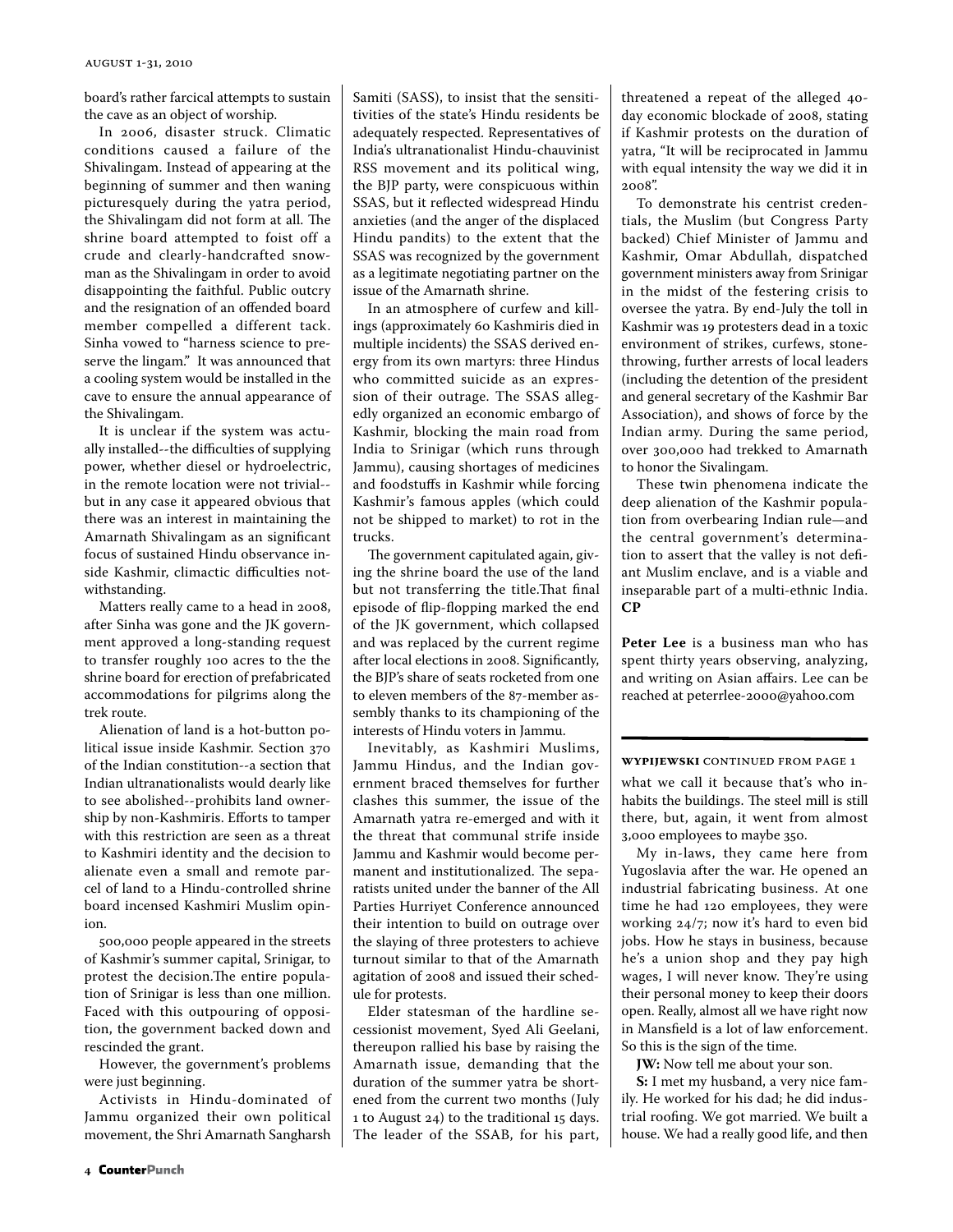board's rather farcical attempts to sustain the cave as an object of worship.

In 2006, disaster struck. Climatic conditions caused a failure of the Shivalingam. Instead of appearing at the beginning of summer and then waning picturesquely during the yatra period, the Shivalingam did not form at all. The shrine board attempted to foist off a crude and clearly-handcrafted snowman as the Shivalingam in order to avoid disappointing the faithful. Public outcry and the resignation of an offended board member compelled a different tack. Sinha vowed to "harness science to preserve the lingam." It was announced that a cooling system would be installed in the cave to ensure the annual appearance of the Shivalingam.

It is unclear if the system was actually installed--the difficulties of supplying power, whether diesel or hydroelectric, in the remote location were not trivial--but in any case it appeared obvious that there was an interest in maintaining the Amarnath Shivalingam as an significant focus of sustained Hindu observance inside Kashmir, climactic difficulties notwithstanding.

Matters really came to a head in 2008, after Sinha was gone and the JK government approved a long-standing request to transfer roughly 100 acres to the the shrine board for erection of prefabricated accommodations for pilgrims along the trek route.

Alienation of land is a hot-button political issue inside Kashmir. Section 370 of the Indian constitution--a section that Indian ultranationalists would dearly like to see abolished--prohibits land ownership by non-Kashmiris. Efforts to tamper with this restriction are seen as a threat to Kashmiri identity and the decision to alienate even a small and remote parcel of land to a Hindu-controlled shrine board incensed Kashmiri Muslim opinion.

500,000 people appeared in the streets of Kashmir's summer capital, Srinigar, to protest the decision.The entire population of Srinigar is less than one million. Faced with this outpouring of opposition, the government backed down and rescinded the grant.

However, the government's problems were just beginning.

Activists in Hindu-dominated of Jammu organized their own political movement, the Shri Amarnath Sangharsh Samiti (SASS), to insist that the sensititivities of the state's Hindu residents be adequately respected. Representatives of India's ultranationalist Hindu-chauvinist RSS movement and its political wing, the BJP party, were conspicuous within SSAS, but it reflected widespread Hindu anxieties (and the anger of the displaced Hindu pandits) to the extent that the SSAS was recognized by the government as a legitimate negotiating partner on the issue of the Amarnath shrine.

In an atmosphere of curfew and killings (approximately 60 Kashmiris died in multiple incidents) the SSAS derived energy from its own martyrs: three Hindus who committed suicide as an expression of their outrage. The SSAS allegedly organized an economic embargo of Kashmir, blocking the main road from India to Srinigar (which runs through Jammu), causing shortages of medicines and foodstuffs in Kashmir while forcing Kashmir's famous apples (which could not be shipped to market) to rot in the trucks.

The government capitulated again, giving the shrine board the use of the land but not transferring the title.That final episode of flip-flopping marked the end of the JK government, which collapsed and was replaced by the current regime after local elections in 2008. Significantly, the BJP's share of seats rocketed from one to eleven members of the 87-member assembly thanks to its championing of the interests of Hindu voters in Jammu.

Inevitably, as Kashmiri Muslims, Jammu Hindus, and the Indian government braced themselves for further clashes this summer, the issue of the Amarnath yatra re-emerged and with it the threat that communal strife inside Jammu and Kashmir would become permanent and institutionalized. The separatists united under the banner of the All Parties Hurriyet Conference announced their intention to build on outrage over the slaying of three protesters to achieve turnout similar to that of the Amarnath agitation of 2008 and issued their schedule for protests.

Elder statesman of the hardline secessionist movement, Syed Ali Geelani, thereupon rallied his base by raising the Amarnath issue, demanding that the duration of the summer yatra be shortened from the current two months (July 1 to August 24) to the traditional 15 days. The leader of the SSAB, for his part, threatened a repeat of the alleged 40-day economic blockade of 2008, stating if Kashmir protests on the duration of yatra, "It will be reciprocated in Jammu with equal intensity the way we did it in 2008".

To demonstrate his centrist credentials, the Muslim (but Congress Party backed) Chief Minister of Jammu and Kashmir, Omar Abdullah, dispatched government ministers away from Srinigar in the midst of the festering crisis to oversee the yatra. By end-July the toll in Kashmir was 19 protesters dead in a toxic environment of strikes, curfews, stone-throwing, further arrests of local leaders (including the detention of the president and general secretary of the Kashmir Bar Association), and shows of force by the Indian army. During the same period, over 300,000 had trekked to Amarnath to honor the Sivalingam.

These twin phenomena indicate the deep alienation of the Kashmir population from overbearing Indian rule—and the central government's determination to assert that the valley is not defiant Muslim enclave, and is a viable and inseparable part of a multi-ethnic India. **CP**

**Peter Lee** is a business man who has spent thirty years observing, analyzing, and writing on Asian affairs. Lee can be reached at peterrlee-2000@yahoo.com

---

**WYPIJEWSKI** CONTINUED FROM PAGE 1

what we call it because that's who inhabits the buildings. The steel mill is still there, but, again, it went from almost 3,000 employees to maybe 350.

My in-laws, they came here from Yugoslavia after the war. He opened an industrial fabricating business. At one time he had 120 employees, they were working 24/7; now it's hard to even bid jobs. How he stays in business, because he's a union shop and they pay high wages, I will never know. They're using their personal money to keep their doors open. Really, almost all we have right now in Mansfield is a lot of law enforcement. So this is the sign of the time.

**JW:** Now tell me about your son.

**S:** I met my husband, a very nice family. He worked for his dad; he did industrial roofing. We got married. We built a house. We had a really good life, and then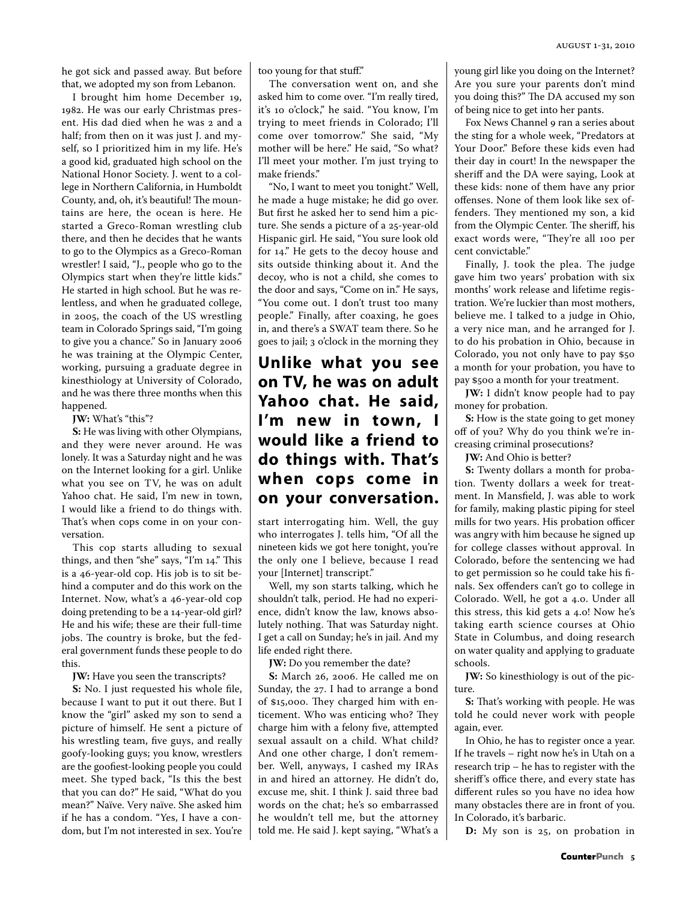he got sick and passed away. But before that, we adopted my son from Lebanon.

I brought him home December 19, 1982. He was our early Christmas present. His dad died when he was 2 and a half; from then on it was just J. and myself, so I prioritized him in my life. He's a good kid, graduated high school on the National Honor Society. J. went to a college in Northern California, in Humboldt County, and, oh, it's beautiful! The mountains are here, the ocean is here. He started a Greco-Roman wrestling club there, and then he decides that he wants to go to the Olympics as a Greco-Roman wrestler! I said, "J., people who go to the Olympics start when they're little kids." He started in high school. But he was relentless, and when he graduated college, in 2005, the coach of the US wrestling team in Colorado Springs said, "I'm going to give you a chance." So in January 2006 he was training at the Olympic Center, working, pursuing a graduate degree in kinesthiology at University of Colorado, and he was there three months when this happened.

**JW:** What's "this"?

**S:** He was living with other Olympians, and they were never around. He was lonely. It was a Saturday night and he was on the Internet looking for a girl. Unlike what you see on TV, he was on adult Yahoo chat. He said, I'm new in town, I would like a friend to do things with. That's when cops come in on your conversation.

This cop starts alluding to sexual things, and then "she" says, "I'm 14." This is a 46-year-old cop. His job is to sit behind a computer and do this work on the Internet. Now, what's a 46-year-old cop doing pretending to be a 14-year-old girl? He and his wife; these are their full-time jobs. The country is broke, but the federal government funds these people to do this.

**JW:** Have you seen the transcripts?

**S:** No. I just requested his whole file, because I want to put it out there. But I know the "girl" asked my son to send a picture of himself. He sent a picture of his wrestling team, five guys, and really goofy-looking guys; you know, wrestlers are the goofiest-looking people you could meet. She typed back, "Is this the best that you can do?" He said, "What do you mean?" Naïve. Very naïve. She asked him if he has a condom. "Yes, I have a condom, but I'm not interested in sex. You're too young for that stuff."

The conversation went on, and she asked him to come over. "I'm really tired, it's 10 o'clock," he said. "You know, I'm trying to meet friends in Colorado; I'll come over tomorrow." She said, "My mother will be here." He said, "So what? I'll meet your mother. I'm just trying to make friends."

"No, I want to meet you tonight." Well, he made a huge mistake; he did go over. But first he asked her to send him a picture. She sends a picture of a 25-year-old Hispanic girl. He said, "You sure look old for 14." He gets to the decoy house and sits outside thinking about it. And the decoy, who is not a child, she comes to the door and says, "Come on in." He says, "You come out. I don't trust too many people." Finally, after coaxing, he goes in, and there's a SWAT team there. So he goes to jail; 3 o'clock in the morning they start interrogating him. Well, the guy who interrogates J. tells him, "Of all the nineteen kids we got here tonight, you're the only one I believe, because I read your [Internet] transcript."

**Unlike what you see on TV, he was on adult Yahoo chat. He said, I'm new in town, I would like a friend to do things with. That's when cops come in on your conversation.**

Well, my son starts talking, which he shouldn't talk, period. He had no experience, didn't know the law, knows absolutely nothing. That was Saturday night. I get a call on Sunday; he's in jail. And my life ended right there.

**JW:** Do you remember the date?

**S:** March 26, 2006. He called me on Sunday, the 27. I had to arrange a bond of $15,000. They charged him with enticement. Who was enticing who? They charge him with a felony five, attempted sexual assault on a child. What child? And one other charge, I don't remember. Well, anyways, I cashed my IRAs in and hired an attorney. He didn't do, excuse me, shit. I think J. said three bad words on the chat; he's so embarrassed he wouldn't tell me, but the attorney told me. He said J. kept saying, "What's a young girl like you doing on the Internet? Are you sure your parents don't mind you doing this?" The DA accused my son of being nice to get into her pants.

Fox News Channel 9 ran a series about the sting for a whole week, "Predators at Your Door." Before these kids even had their day in court! In the newspaper the sheriff and the DA were saying, Look at these kids: none of them have any prior offenses. None of them look like sex offenders. They mentioned my son, a kid from the Olympic Center. The sheriff, his exact words were, "They're all 100 per cent convictable."

Finally, J. took the plea. The judge gave him two years' probation with six months' work release and lifetime registration. We're luckier than most mothers, believe me. I talked to a judge in Ohio, a very nice man, and he arranged for J. to do his probation in Ohio, because in Colorado, you not only have to pay $50 a month for your probation, you have to pay $500 a month for your treatment.

**JW:** I didn't know people had to pay money for probation.

**S:** How is the state going to get money off of you? Why do you think we're increasing criminal prosecutions?

**JW:** And Ohio is better?

**S:** Twenty dollars a month for probation. Twenty dollars a week for treatment. In Mansfield, J. was able to work for family, making plastic piping for steel mills for two years. His probation officer was angry with him because he signed up for college classes without approval. In Colorado, before the sentencing we had to get permission so he could take his finals. Sex offenders can't go to college in Colorado. Well, he got a 4.0. Under all this stress, this kid gets a 4.0! Now he's taking earth science courses at Ohio State in Columbus, and doing research on water quality and applying to graduate schools.

**JW:** So kinesthiology is out of the picture.

**S:** That's working with people. He was told he could never work with people again, ever.

In Ohio, he has to register once a year. If he travels – right now he's in Utah on a research trip – he has to register with the sheriff's office there, and every state has different rules so you have no idea how many obstacles there are in front of you. In Colorado, it's barbaric.

**D:** My son is 25, on probation in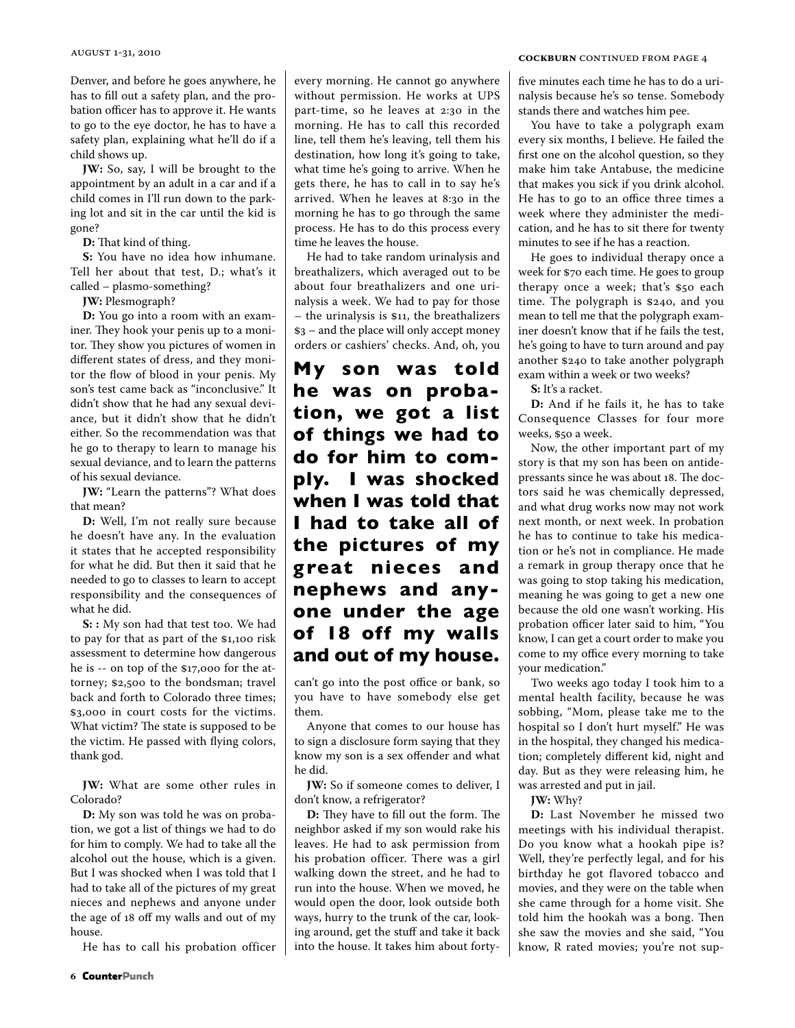Denver, and before he goes anywhere, he has to fill out a safety plan, and the probation officer has to approve it. He wants to go to the eye doctor, he has to have a safety plan, explaining what he'll do if a child shows up.

**JW:** So, say, I will be brought to the appointment by an adult in a car and if a child comes in I'll run down to the parking lot and sit in the car until the kid is gone?

**D:** That kind of thing.

**S:** You have no idea how inhumane. Tell her about that test, D.; what's it called – plasmo-something?

**JW:** Plesmograph?

**D:** You go into a room with an examiner. They hook your penis up to a monitor. They show you pictures of women in different states of dress, and they monitor the flow of blood in your penis. My son's test came back as "inconclusive." It didn't show that he had any sexual deviance, but it didn't show that he didn't either. So the recommendation was that he go to therapy to learn to manage his sexual deviance, and to learn the patterns of his sexual deviance.

**JW:** "Learn the patterns"? What does that mean?

**D:** Well, I'm not really sure because he doesn't have any. In the evaluation it states that he accepted responsibility for what he did. But then it said that he needed to go to classes to learn to accept responsibility and the consequences of what he did.

**S: :** My son had that test too. We had to pay for that as part of the $1,100 risk assessment to determine how dangerous he is -- on top of the $17,000 for the attorney; $2,500 to the bondsman; travel back and forth to Colorado three times; $3,000 in court costs for the victims. What victim? The state is supposed to be the victim. He passed with flying colors, thank god.

**JW:** What are some other rules in Colorado?

**D:** My son was told he was on probation, we got a list of things we had to do for him to comply. We had to take all the alcohol out the house, which is a given. But I was shocked when I was told that I had to take all of the pictures of my great nieces and nephews and anyone under the age of 18 off my walls and out of my house.

He has to call his probation officer every morning. He cannot go anywhere without permission. He works at UPS part-time, so he leaves at 2:30 in the morning. He has to call this recorded line, tell them he's leaving, tell them his destination, how long it's going to take, what time he's going to arrive. When he gets there, he has to call in to say he's arrived. When he leaves at 8:30 in the morning he has to go through the same process. He has to do this process every time he leaves the house.

He had to take random urinalysis and breathalizers, which averaged out to be about four breathalizers and one urinalysis a week. We had to pay for those – the urinalysis is $11, the breathalizers $3 – and the place will only accept money orders or cashiers' checks. And, oh, you can't go into the post office or bank, so you have to have somebody else get them.

**My son was told he was on probation, we got a list of things we had to do for him to comply. I was shocked when I was told that I had to take all of the pictures of my great nieces and nephews and anyone under the age of 18 off my walls and out of my house.**

Anyone that comes to our house has to sign a disclosure form saying that they know my son is a sex offender and what he did.

**JW:** So if someone comes to deliver, I don't know, a refrigerator?

**D:** They have to fill out the form. The neighbor asked if my son would rake his leaves. He had to ask permission from his probation officer. There was a girl walking down the street, and he had to run into the house. When we moved, he would open the door, look outside both ways, hurry to the trunk of the car, looking around, get the stuff and take it back into the house. It takes him about forty-five minutes each time he has to do a urinalysis because he's so tense. Somebody stands there and watches him pee.

You have to take a polygraph exam every six months, I believe. He failed the first one on the alcohol question, so they make him take Antabuse, the medicine that makes you sick if you drink alcohol. He has to go to an office three times a week where they administer the medication, and he has to sit there for twenty minutes to see if he has a reaction.

He goes to individual therapy once a week for $70 each time. He goes to group therapy once a week; that's $50 each time. The polygraph is $240, and you mean to tell me that the polygraph examiner doesn't know that if he fails the test, he's going to have to turn around and pay another $240 to take another polygraph exam within a week or two weeks?

**S:** It's a racket.

**D:** And if he fails it, he has to take Consequence Classes for four more weeks, $50 a week.

Now, the other important part of my story is that my son has been on antidepressants since he was about 18. The doctors said he was chemically depressed, and what drug works now may not work next month, or next week. In probation he has to continue to take his medication or he's not in compliance. He made a remark in group therapy once that he was going to stop taking his medication, meaning he was going to get a new one because the old one wasn't working. His probation officer later said to him, "You know, I can get a court order to make you come to my office every morning to take your medication."

Two weeks ago today I took him to a mental health facility, because he was sobbing, "Mom, please take me to the hospital so I don't hurt myself." He was in the hospital, they changed his medication; completely different kid, night and day. But as they were releasing him, he was arrested and put in jail.

**JW:** Why?

**D:** Last November he missed two meetings with his individual therapist. Do you know what a hookah pipe is? Well, they're perfectly legal, and for his birthday he got flavored tobacco and movies, and they were on the table when she came through for a home visit. She told him the hookah was a bong. Then she saw the movies and she said, "You know, R rated movies; you're not sup-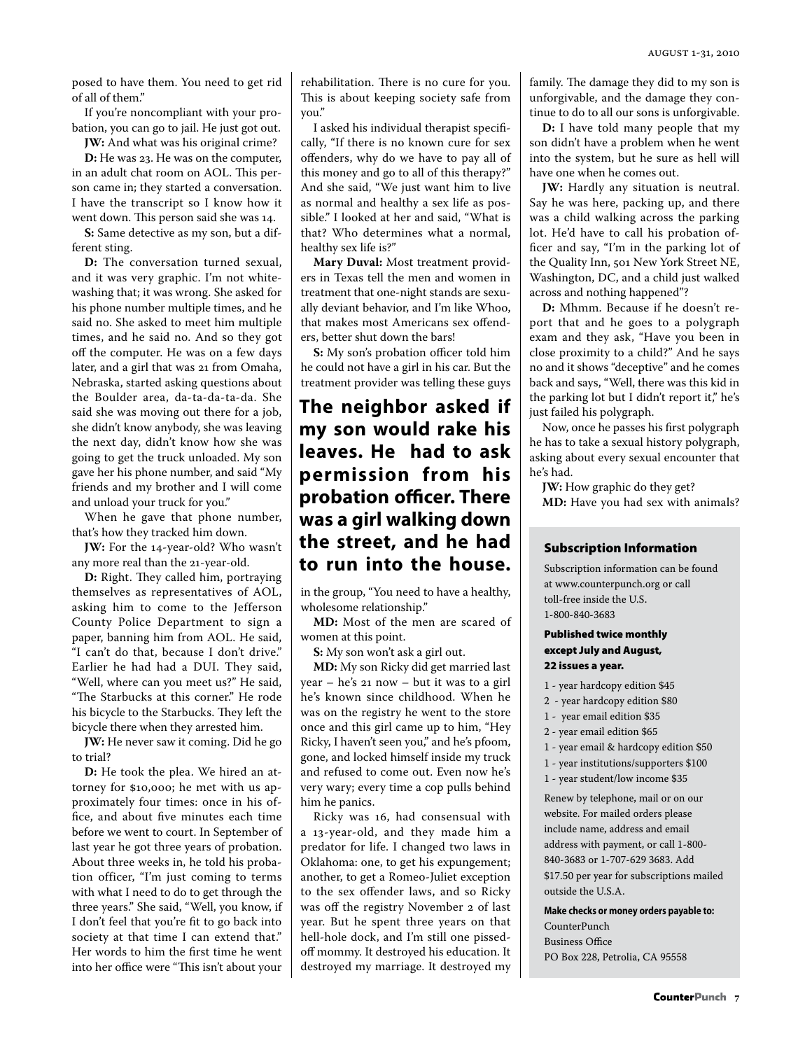posed to have them. You need to get rid of all of them."

If you're noncompliant with your probation, you can go to jail. He just got out.

**JW:** And what was his original crime?

**D:** He was 23. He was on the computer, in an adult chat room on AOL. This person came in; they started a conversation. I have the transcript so I know how it went down. This person said she was 14.

**S:** Same detective as my son, but a different sting.

**D:** The conversation turned sexual, and it was very graphic. I'm not whitewashing that; it was wrong. She asked for his phone number multiple times, and he said no. She asked to meet him multiple times, and he said no. And so they got off the computer. He was on a few days later, and a girl that was 21 from Omaha, Nebraska, started asking questions about the Boulder area, da-ta-da-ta-da. She said she was moving out there for a job, she didn't know anybody, she was leaving the next day, didn't know how she was going to get the truck unloaded. My son gave her his phone number, and said "My friends and my brother and I will come and unload your truck for you."

When he gave that phone number, that's how they tracked him down.

**JW:** For the 14-year-old? Who wasn't any more real than the 21-year-old.

**D:** Right. They called him, portraying themselves as representatives of AOL, asking him to come to the Jefferson County Police Department to sign a paper, banning him from AOL. He said, "I can't do that, because I don't drive." Earlier he had had a DUI. They said, "Well, where can you meet us?" He said, "The Starbucks at this corner." He rode his bicycle to the Starbucks. They left the bicycle there when they arrested him.

**JW:** He never saw it coming. Did he go to trial?

**D:** He took the plea. We hired an attorney for $10,000; he met with us approximately four times: once in his office, and about five minutes each time before we went to court. In September of last year he got three years of probation. About three weeks in, he told his probation officer, "I'm just coming to terms with what I need to do to get through the three years." She said, "Well, you know, if I don't feel that you're fit to go back into society at that time I can extend that." Her words to him the first time he went into her office were "This isn't about your rehabilitation. There is no cure for you. This is about keeping society safe from you."

I asked his individual therapist specifically, "If there is no known cure for sex offenders, why do we have to pay all of this money and go to all of this therapy?" And she said, "We just want him to live as normal and healthy a sex life as possible." I looked at her and said, "What is that? Who determines what a normal, healthy sex life is?"

**Mary Duval:** Most treatment providers in Texas tell the men and women in treatment that one-night stands are sexually deviant behavior, and I'm like Whoo, that makes most Americans sex offenders, better shut down the bars!

**S:** My son's probation officer told him he could not have a girl in his car. But the treatment provider was telling these guys in the group, "You need to have a healthy, wholesome relationship."

**The neighbor asked if my son would rake his leaves. He had to ask permission from his probation officer. There was a girl walking down the street, and he had to run into the house.**

**MD:** Most of the men are scared of women at this point.

**S:** My son won't ask a girl out.

**MD:** My son Ricky did get married last year – he's 21 now – but it was to a girl he's known since childhood. When he was on the registry he went to the store once and this girl came up to him, "Hey Ricky, I haven't seen you," and he's pfoom, gone, and locked himself inside my truck and refused to come out. Even now he's very wary; every time a cop pulls behind him he panics.

Ricky was 16, had consensual with a 13-year-old, and they made him a predator for life. I changed two laws in Oklahoma: one, to get his expungement; another, to get a Romeo-Juliet exception to the sex offender laws, and so Ricky was off the registry November 2 of last year. But he spent three years on that hell-hole dock, and I'm still one pissed-off mommy. It destroyed his education. It destroyed my marriage. It destroyed my family. The damage they did to my son is unforgivable, and the damage they continue to do to all our sons is unforgivable.

**D:** I have told many people that my son didn't have a problem when he went into the system, but he sure as hell will have one when he comes out.

**JW:** Hardly any situation is neutral. Say he was here, packing up, and there was a child walking across the parking lot. He'd have to call his probation officer and say, "I'm in the parking lot of the Quality Inn, 501 New York Street NE, Washington, DC, and a child just walked across and nothing happened"?

**D:** Mhmm. Because if he doesn't report that and he goes to a polygraph exam and they ask, "Have you been in close proximity to a child?" And he says no and it shows "deceptive" and he comes back and says, "Well, there was this kid in the parking lot but I didn't report it," he's just failed his polygraph.

Now, once he passes his first polygraph he has to take a sexual history polygraph, asking about every sexual encounter that he's had.

**JW:** How graphic do they get?

**MD:** Have you had sex with animals?

### Subscription Information

Subscription information can be found at www.counterpunch.org or call toll-free inside the U.S. 1-800-840-3683

**Published twice monthly except July and August, 22 issues a year.**

- 1 - year hardcopy edition $45
- 2 - year hardcopy edition $80
- 1 - year email edition $35
- 2 - year email edition $65
- 1 - year email & hardcopy edition $50
- 1 - year institutions/supporters $100
- 1 - year student/low income $35

Renew by telephone, mail or on our website. For mailed orders please include name, address and email address with payment, or call 1-800-840-3683 or 1-707-629 3683. Add $17.50 per year for subscriptions mailed outside the U.S.A.

**Make checks or money orders payable to:**
CounterPunch
Business Office
PO Box 228, Petrolia, CA 95558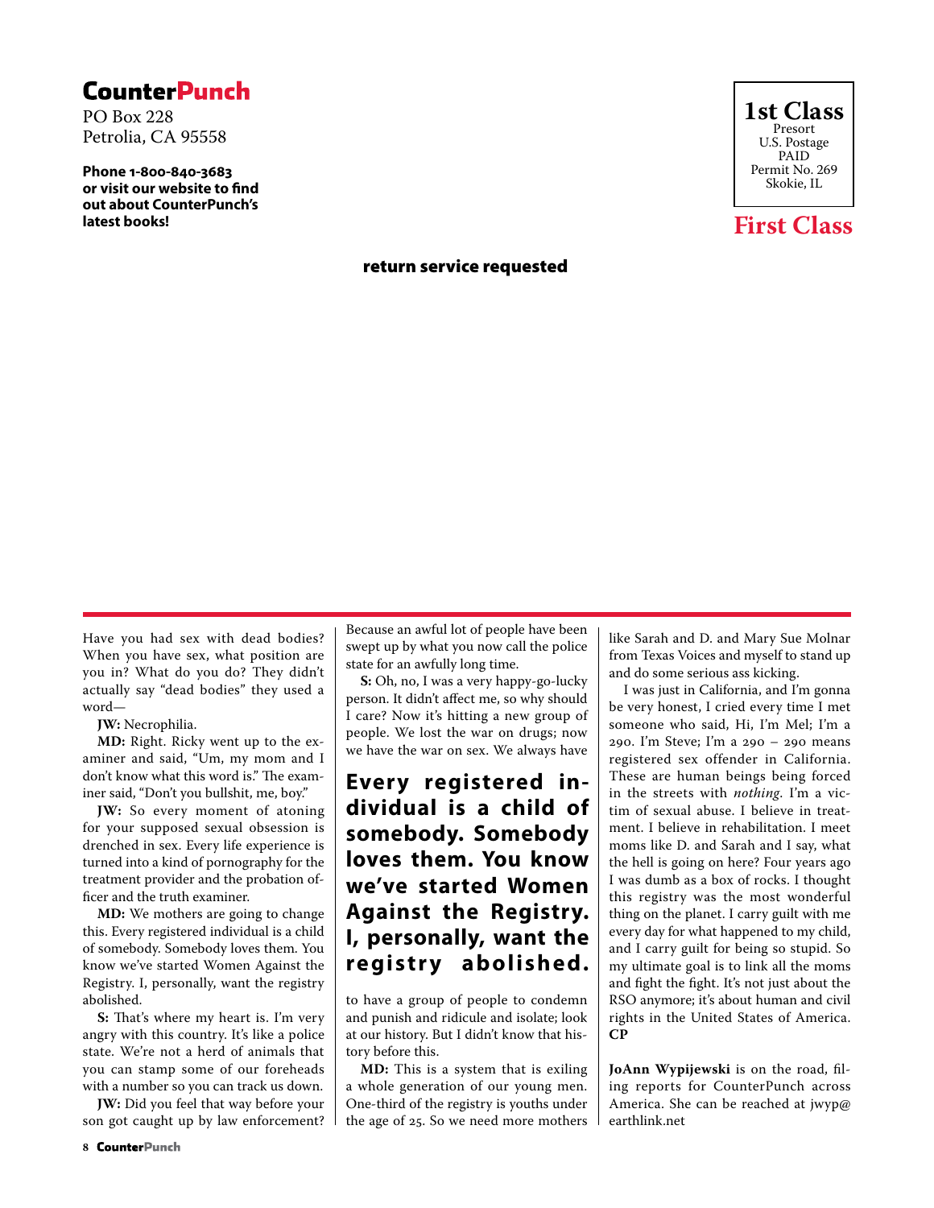**CounterPunch**
PO Box 228
Petrolia, CA 95558

**Phone 1-800-840-3683 or visit our website to find out about CounterPunch's latest books!**

**1st Class**
Presort
U.S. Postage
PAID
Permit No. 269
Skokie, IL

**First Class**

**return service requested**

Have you had sex with dead bodies? When you have sex, what position are you in? What do you do? They didn't actually say "dead bodies" they used a word—

**JW:** Necrophilia.

**MD:** Right. Ricky went up to the examiner and said, "Um, my mom and I don't know what this word is." The examiner said, "Don't you bullshit, me, boy."

**JW:** So every moment of atoning for your supposed sexual obsession is drenched in sex. Every life experience is turned into a kind of pornography for the treatment provider and the probation officer and the truth examiner.

**MD:** We mothers are going to change this. Every registered individual is a child of somebody. Somebody loves them. You know we've started Women Against the Registry. I, personally, want the registry abolished.

**S:** That's where my heart is. I'm very angry with this country. It's like a police state. We're not a herd of animals that you can stamp some of our foreheads with a number so you can track us down.

**JW:** Did you feel that way before your son got caught up by law enforcement? Because an awful lot of people have been swept up by what you now call the police state for an awfully long time.

**S:** Oh, no, I was a very happy-go-lucky person. It didn't affect me, so why should I care? Now it's hitting a new group of people. We lost the war on drugs; now we have the war on sex. We always have to have a group of people to condemn and punish and ridicule and isolate; look at our history. But I didn't know that history before this.

**Every registered individual is a child of somebody. Somebody loves them. You know we've started Women Against the Registry. I, personally, want the registry abolished.**

**MD:** This is a system that is exiling a whole generation of our young men. One-third of the registry is youths under the age of 25. So we need more mothers like Sarah and D. and Mary Sue Molnar from Texas Voices and myself to stand up and do some serious ass kicking.

I was just in California, and I'm gonna be very honest, I cried every time I met someone who said, Hi, I'm Mel; I'm a 290. I'm Steve; I'm a 290 – 290 means registered sex offender in California. These are human beings being forced in the streets with *nothing*. I'm a victim of sexual abuse. I believe in treatment. I believe in rehabilitation. I meet moms like D. and Sarah and I say, what the hell is going on here? Four years ago I was dumb as a box of rocks. I thought this registry was the most wonderful thing on the planet. I carry guilt with me every day for what happened to my child, and I carry guilt for being so stupid. So my ultimate goal is to link all the moms and fight the fight. It's not just about the RSO anymore; it's about human and civil rights in the United States of America. **CP**

**JoAnn Wypijewski** is on the road, filing reports for CounterPunch across America. She can be reached at jwyp@earthlink.net